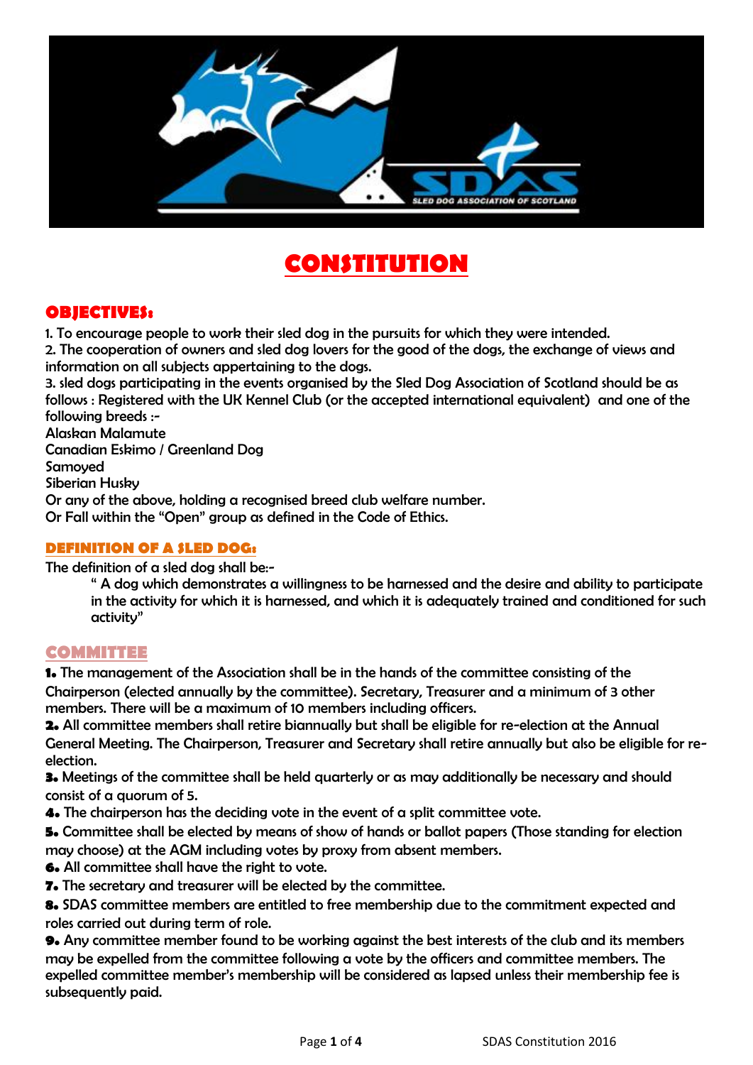# CONSTITUTION

## OBJECTIVES:

1. To encourage people to work their sled dog in the pursuits for which they were intended.
2. The cooperation of owners and sled dog lovers for the good of the dogs, the exchange of views and information on all subjects appertaining to the dogs.
3. sled dogs participating in the events organised by the Sled Dog Association of Scotland should be as follows : Registered with the UK Kennel Club (or the accepted international equivalent) and one of the following breeds :-

Alaskan Malamute
Canadian Eskimo / Greenland Dog
Samoyed
Siberian Husky
Or any of the above, holding a recognised breed club welfare number.
Or Fall within the "Open" group as defined in the Code of Ethics.

### DEFINITION OF A SLED DOG:

The definition of a sled dog shall be:-

> " A dog which demonstrates a willingness to be harnessed and the desire and ability to participate in the activity for which it is harnessed, and which it is adequately trained and conditioned for such activity"

## COMMITTEE

**1.** The management of the Association shall be in the hands of the committee consisting of the Chairperson (elected annually by the committee). Secretary, Treasurer and a minimum of 3 other members. There will be a maximum of 10 members including officers.

**2.** All committee members shall retire biannually but shall be eligible for re-election at the Annual General Meeting. The Chairperson, Treasurer and Secretary shall retire annually but also be eligible for re-election.

**3.** Meetings of the committee shall be held quarterly or as may additionally be necessary and should consist of a quorum of 5.

**4.** The chairperson has the deciding vote in the event of a split committee vote.

**5.** Committee shall be elected by means of show of hands or ballot papers (Those standing for election may choose) at the AGM including votes by proxy from absent members.

**6.** All committee shall have the right to vote.

**7.** The secretary and treasurer will be elected by the committee.

**8.** SDAS committee members are entitled to free membership due to the commitment expected and roles carried out during term of role.

**9.** Any committee member found to be working against the best interests of the club and its members may be expelled from the committee following a vote by the officers and committee members. The expelled committee member's membership will be considered as lapsed unless their membership fee is subsequently paid.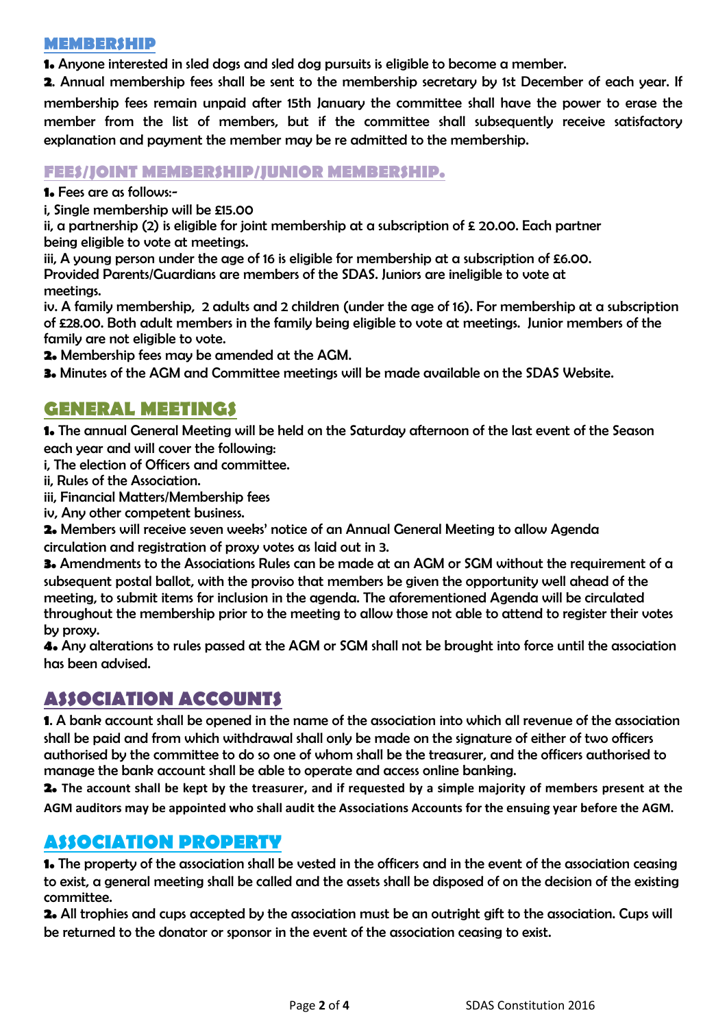## MEMBERSHIP

**1.** Anyone interested in sled dogs and sled dog pursuits is eligible to become a member.

**2**. Annual membership fees shall be sent to the membership secretary by 1st December of each year. If membership fees remain unpaid after 15th January the committee shall have the power to erase the member from the list of members, but if the committee shall subsequently receive satisfactory explanation and payment the member may be re admitted to the membership.

## FEES/JOINT MEMBERSHIP/JUNIOR MEMBERSHIP.

**1.** Fees are as follows:-

i, Single membership will be £15.00

ii, a partnership (2) is eligible for joint membership at a subscription of £ 20.00. Each partner being eligible to vote at meetings.

iii, A young person under the age of 16 is eligible for membership at a subscription of £6.00. Provided Parents/Guardians are members of the SDAS. Juniors are ineligible to vote at meetings.

iv. A family membership, 2 adults and 2 children (under the age of 16). For membership at a subscription of £28.00. Both adult members in the family being eligible to vote at meetings. Junior members of the family are not eligible to vote.

**2.** Membership fees may be amended at the AGM.

**3.** Minutes of the AGM and Committee meetings will be made available on the SDAS Website.

## GENERAL MEETINGS

**1.** The annual General Meeting will be held on the Saturday afternoon of the last event of the Season each year and will cover the following:

i, The election of Officers and committee.

ii, Rules of the Association.

iii, Financial Matters/Membership fees

iv, Any other competent business.

**2.** Members will receive seven weeks' notice of an Annual General Meeting to allow Agenda circulation and registration of proxy votes as laid out in 3.

**3.** Amendments to the Associations Rules can be made at an AGM or SGM without the requirement of a subsequent postal ballot, with the proviso that members be given the opportunity well ahead of the meeting, to submit items for inclusion in the agenda. The aforementioned Agenda will be circulated throughout the membership prior to the meeting to allow those not able to attend to register their votes by proxy.

**4.** Any alterations to rules passed at the AGM or SGM shall not be brought into force until the association has been advised.

## ASSOCIATION ACCOUNTS

**1**. A bank account shall be opened in the name of the association into which all revenue of the association shall be paid and from which withdrawal shall only be made on the signature of either of two officers authorised by the committee to do so one of whom shall be the treasurer, and the officers authorised to manage the bank account shall be able to operate and access online banking.

**2. The account shall be kept by the treasurer, and if requested by a simple majority of members present at the AGM auditors may be appointed who shall audit the Associations Accounts for the ensuing year before the AGM.**

## ASSOCIATION PROPERTY

**1.** The property of the association shall be vested in the officers and in the event of the association ceasing to exist, a general meeting shall be called and the assets shall be disposed of on the decision of the existing committee.

**2.** All trophies and cups accepted by the association must be an outright gift to the association. Cups will be returned to the donator or sponsor in the event of the association ceasing to exist.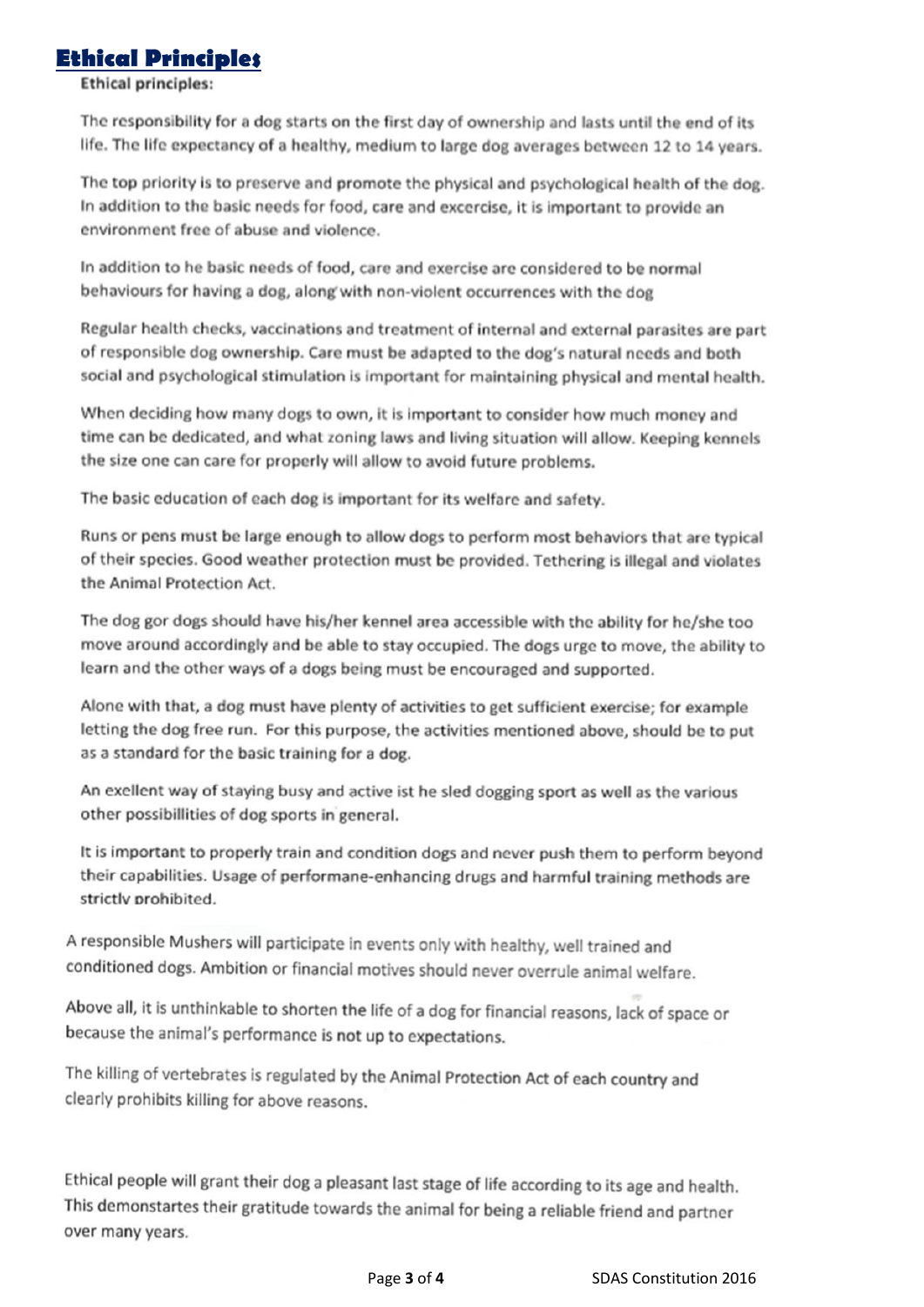# Ethical Principles

**Ethical principles:**

The responsibility for a dog starts on the first day of ownership and lasts until the end of its life. The life expectancy of a healthy, medium to large dog averages between 12 to 14 years.

The top priority is to preserve and promote the physical and psychological health of the dog. In addition to the basic needs for food, care and excercise, it is important to provide an environment free of abuse and violence.

In addition to he basic needs of food, care and exercise are considered to be normal behaviours for having a dog, along with non-violent occurrences with the dog

Regular health checks, vaccinations and treatment of internal and external parasites are part of responsible dog ownership. Care must be adapted to the dog's natural needs and both social and psychological stimulation is important for maintaining physical and mental health.

When deciding how many dogs to own, it is important to consider how much money and time can be dedicated, and what zoning laws and living situation will allow. Keeping kennels the size one can care for properly will allow to avoid future problems.

The basic education of each dog is important for its welfare and safety.

Runs or pens must be large enough to allow dogs to perform most behaviors that are typical of their species. Good weather protection must be provided. Tethering is illegal and violates the Animal Protection Act.

The dog gor dogs should have his/her kennel area accessible with the ability for he/she too move around accordingly and be able to stay occupied. The dogs urge to move, the ability to learn and the other ways of a dogs being must be encouraged and supported.

Alone with that, a dog must have plenty of activities to get sufficient exercise; for example letting the dog free run. For this purpose, the activities mentioned above, should be to put as a standard for the basic training for a dog.

An exellent way of staying busy and active ist he sled dogging sport as well as the various other possibillities of dog sports in general.

It is important to properly train and condition dogs and never push them to perform beyond their capabilities. Usage of performane-enhancing drugs and harmful training methods are strictly prohibited.

A responsible Mushers will participate in events only with healthy, well trained and conditioned dogs. Ambition or financial motives should never overrule animal welfare.

Above all, it is unthinkable to shorten the life of a dog for financial reasons, lack of space or because the animal's performance is not up to expectations.

The killing of vertebrates is regulated by the Animal Protection Act of each country and clearly prohibits killing for above reasons.

Ethical people will grant their dog a pleasant last stage of life according to its age and health. This demonstartes their gratitude towards the animal for being a reliable friend and partner over many years.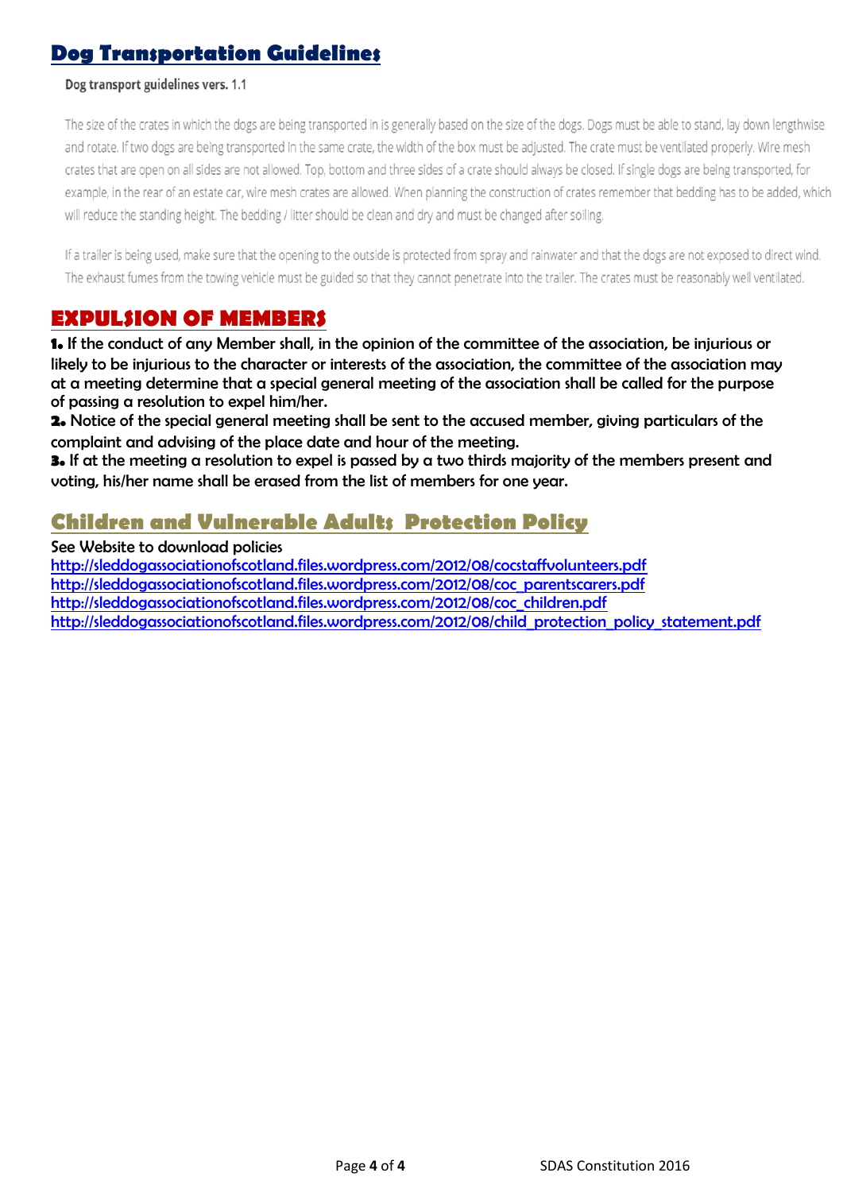## Dog Transportation Guidelines

**Dog transport guidelines vers. 1.1**

The size of the crates in which the dogs are being transported in is generally based on the size of the dogs. Dogs must be able to stand, lay down lengthwise and rotate. If two dogs are being transported in the same crate, the width of the box must be adjusted. The crate must be ventilated properly. Wire mesh crates that are open on all sides are not allowed. Top, bottom and three sides of a crate should always be closed. If single dogs are being transported, for example, in the rear of an estate car, wire mesh crates are allowed. When planning the construction of crates remember that bedding has to be added, which will reduce the standing height. The bedding / litter should be clean and dry and must be changed after soiling.

If a trailer is being used, make sure that the opening to the outside is protected from spray and rainwater and that the dogs are not exposed to direct wind. The exhaust fumes from the towing vehicle must be guided so that they cannot penetrate into the trailer. The crates must be reasonably well ventilated.

## EXPULSION OF MEMBERS

**1.** If the conduct of any Member shall, in the opinion of the committee of the association, be injurious or likely to be injurious to the character or interests of the association, the committee of the association may at a meeting determine that a special general meeting of the association shall be called for the purpose of passing a resolution to expel him/her.

**2.** Notice of the special general meeting shall be sent to the accused member, giving particulars of the complaint and advising of the place date and hour of the meeting.

**3.** If at the meeting a resolution to expel is passed by a two thirds majority of the members present and voting, his/her name shall be erased from the list of members for one year.

## Children and Vulnerable Adults Protection Policy

See Website to download policies

http://sleddogassociationofscotland.files.wordpress.com/2012/08/cocstaffvolunteers.pdf
http://sleddogassociationofscotland.files.wordpress.com/2012/08/coc_parentscarers.pdf
http://sleddogassociationofscotland.files.wordpress.com/2012/08/coc_children.pdf
http://sleddogassociationofscotland.files.wordpress.com/2012/08/child_protection_policy_statement.pdf